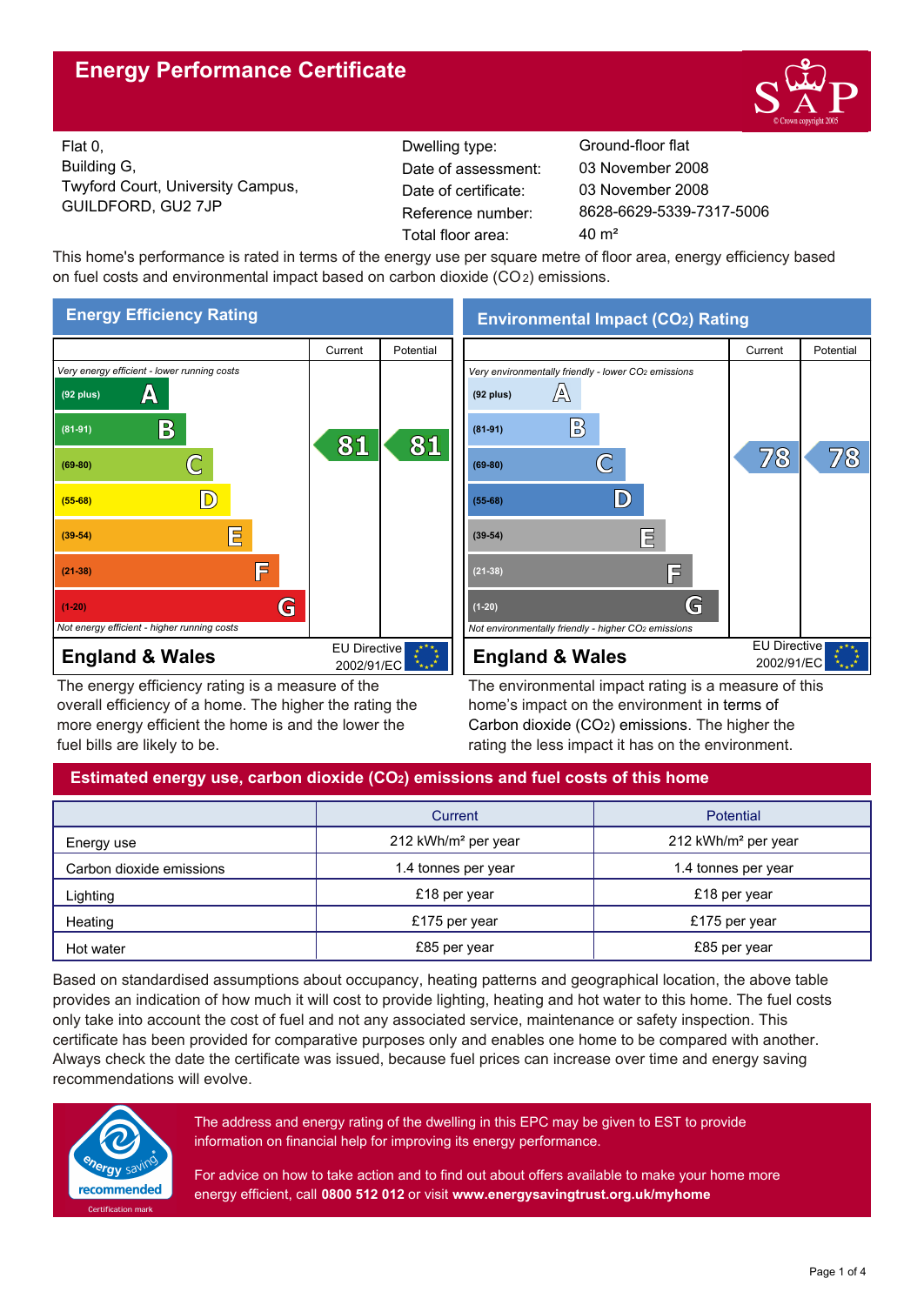# Energy Performance Certificate

Flat 0,
Building G,
Twyford Court, University Campus,
GUILDFORD, GU2 7JP

| | |
|---|---|
| Dwelling type: | Ground-floor flat |
| Date of assessment: | 03 November 2008 |
| Date of certificate: | 03 November 2008 |
| Reference number: | 8628-6629-5339-7317-5006 |
| Total floor area: | 40 m² |

This home's performance is rated in terms of the energy use per square metre of floor area, energy efficiency based on fuel costs and environmental impact based on carbon dioxide ($CO_2$) emissions.

## Energy Efficiency Rating

| | Current | Potential |
|---|---|---|
| *Very energy efficient - lower running costs* | | |
| (92 plus) A | | |
| (81-91) B | 81 | 81 |
| (69-80) C | | |
| (55-68) D | | |
| (39-54) E | | |
| (21-38) F | | |
| (1-20) G | | |
| *Not energy efficient - higher running costs* | | |

**England & Wales** — EU Directive 2002/91/EC

The energy efficiency rating is a measure of the overall efficiency of a home. The higher the rating the more energy efficient the home is and the lower the fuel bills are likely to be.

## Environmental Impact ($CO_2$) Rating

| | Current | Potential |
|---|---|---|
| *Very environmentally friendly - lower $CO_2$ emissions* | | |
| (92 plus) A | | |
| (81-91) B | | |
| (69-80) C | 78 | 78 |
| (55-68) D | | |
| (39-54) E | | |
| (21-38) F | | |
| (1-20) G | | |
| *Not environmentally friendly - higher $CO_2$ emissions* | | |

**England & Wales** — EU Directive 2002/91/EC

The environmental impact rating is a measure of this home's impact on the environment in terms of Carbon dioxide ($CO_2$) emissions. The higher the rating the less impact it has on the environment.

## Estimated energy use, carbon dioxide ($CO_2$) emissions and fuel costs of this home

| | Current | Potential |
|---|---|---|
| Energy use | 212 kWh/m² per year | 212 kWh/m² per year |
| Carbon dioxide emissions | 1.4 tonnes per year | 1.4 tonnes per year |
| Lighting | £18 per year | £18 per year |
| Heating | £175 per year | £175 per year |
| Hot water | £85 per year | £85 per year |

Based on standardised assumptions about occupancy, heating patterns and geographical location, the above table provides an indication of how much it will cost to provide lighting, heating and hot water to this home. The fuel costs only take into account the cost of fuel and not any associated service, maintenance or safety inspection. This certificate has been provided for comparative purposes only and enables one home to be compared with another. Always check the date the certificate was issued, because fuel prices can increase over time and energy saving recommendations will evolve.

energy saving recommended — Certification mark

The address and energy rating of the dwelling in this EPC may be given to EST to provide information on financial help for improving its energy performance.

For advice on how to take action and to find out about offers available to make your home more energy efficient, call **0800 512 012** or visit **www.energysavingtrust.org.uk/myhome**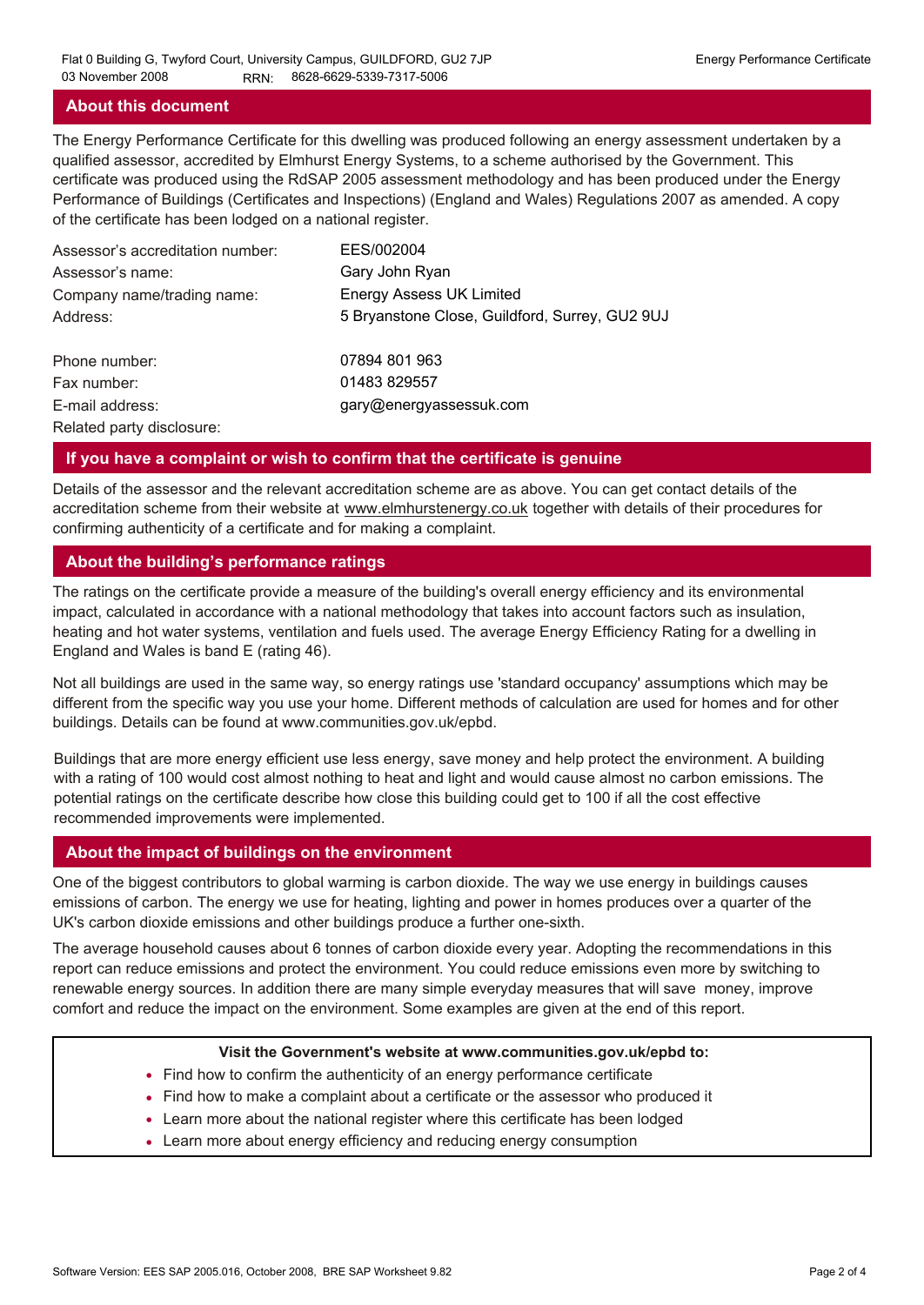## About this document

The Energy Performance Certificate for this dwelling was produced following an energy assessment undertaken by a qualified assessor, accredited by Elmhurst Energy Systems, to a scheme authorised by the Government. This certificate was produced using the RdSAP 2005 assessment methodology and has been produced under the Energy Performance of Buildings (Certificates and Inspections) (England and Wales) Regulations 2007 as amended. A copy of the certificate has been lodged on a national register.

| | |
|---|---|
| Assessor's accreditation number: | EES/002004 |
| Assessor's name: | Gary John Ryan |
| Company name/trading name: | Energy Assess UK Limited |
| Address: | 5 Bryanstone Close, Guildford, Surrey, GU2 9UJ |
| Phone number: | 07894 801 963 |
| Fax number: | 01483 829557 |
| E-mail address: | gary@energyassessuk.com |
| Related party disclosure: | |

## If you have a complaint or wish to confirm that the certificate is genuine

Details of the assessor and the relevant accreditation scheme are as above. You can get contact details of the accreditation scheme from their website at www.elmhurstenergy.co.uk together with details of their procedures for confirming authenticity of a certificate and for making a complaint.

## About the building's performance ratings

The ratings on the certificate provide a measure of the building's overall energy efficiency and its environmental impact, calculated in accordance with a national methodology that takes into account factors such as insulation, heating and hot water systems, ventilation and fuels used. The average Energy Efficiency Rating for a dwelling in England and Wales is band E (rating 46).

Not all buildings are used in the same way, so energy ratings use 'standard occupancy' assumptions which may be different from the specific way you use your home. Different methods of calculation are used for homes and for other buildings. Details can be found at www.communities.gov.uk/epbd.

Buildings that are more energy efficient use less energy, save money and help protect the environment. A building with a rating of 100 would cost almost nothing to heat and light and would cause almost no carbon emissions. The potential ratings on the certificate describe how close this building could get to 100 if all the cost effective recommended improvements were implemented.

## About the impact of buildings on the environment

One of the biggest contributors to global warming is carbon dioxide. The way we use energy in buildings causes emissions of carbon. The energy we use for heating, lighting and power in homes produces over a quarter of the UK's carbon dioxide emissions and other buildings produce a further one-sixth.

The average household causes about 6 tonnes of carbon dioxide every year. Adopting the recommendations in this report can reduce emissions and protect the environment. You could reduce emissions even more by switching to renewable energy sources. In addition there are many simple everyday measures that will save money, improve comfort and reduce the impact on the environment. Some examples are given at the end of this report.

**Visit the Government's website at www.communities.gov.uk/epbd to:**

- Find how to confirm the authenticity of an energy performance certificate
- Find how to make a complaint about a certificate or the assessor who produced it
- Learn more about the national register where this certificate has been lodged
- Learn more about energy efficiency and reducing energy consumption

Software Version: EES SAP 2005.016, October 2008, BRE SAP Worksheet 9.82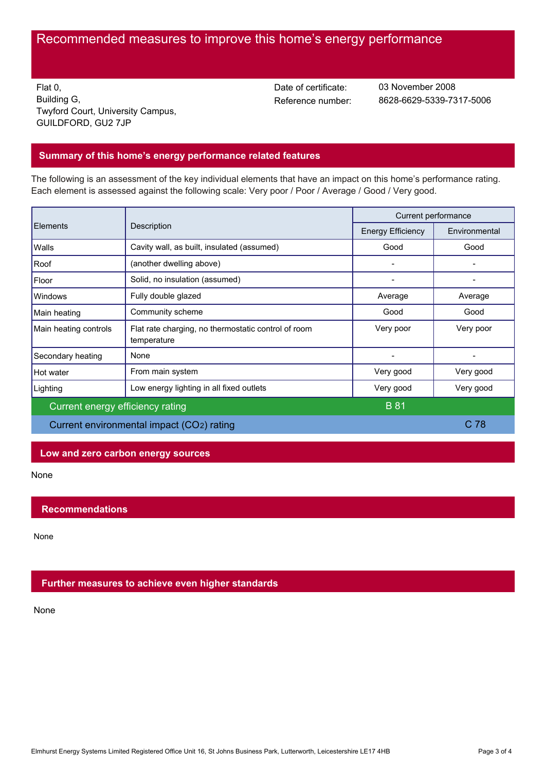# Recommended measures to improve this home's energy performance

Flat 0,
Building G,
Twyford Court, University Campus,
GUILDFORD, GU2 7JP

Date of certificate: 03 November 2008
Reference number: 8628-6629-5339-7317-5006

## Summary of this home's energy performance related features

The following is an assessment of the key individual elements that have an impact on this home's performance rating. Each element is assessed against the following scale: Very poor / Poor / Average / Good / Very good.

| Elements | Description | Current performance | |
|---|---|---|---|
| | | Energy Efficiency | Environmental |
| Walls | Cavity wall, as built, insulated (assumed) | Good | Good |
| Roof | (another dwelling above) | - | - |
| Floor | Solid, no insulation (assumed) | - | - |
| Windows | Fully double glazed | Average | Average |
| Main heating | Community scheme | Good | Good |
| Main heating controls | Flat rate charging, no thermostatic control of room temperature | Very poor | Very poor |
| Secondary heating | None | - | - |
| Hot water | From main system | Very good | Very good |
| Lighting | Low energy lighting in all fixed outlets | Very good | Very good |
| Current energy efficiency rating | | B 81 | |
| Current environmental impact ($CO_2$) rating | | | C 78 |

## Low and zero carbon energy sources

None

## Recommendations

None

## Further measures to achieve even higher standards

None

Elmhurst Energy Systems Limited Registered Office Unit 16, St Johns Business Park, Lutterworth, Leicestershire LE17 4HB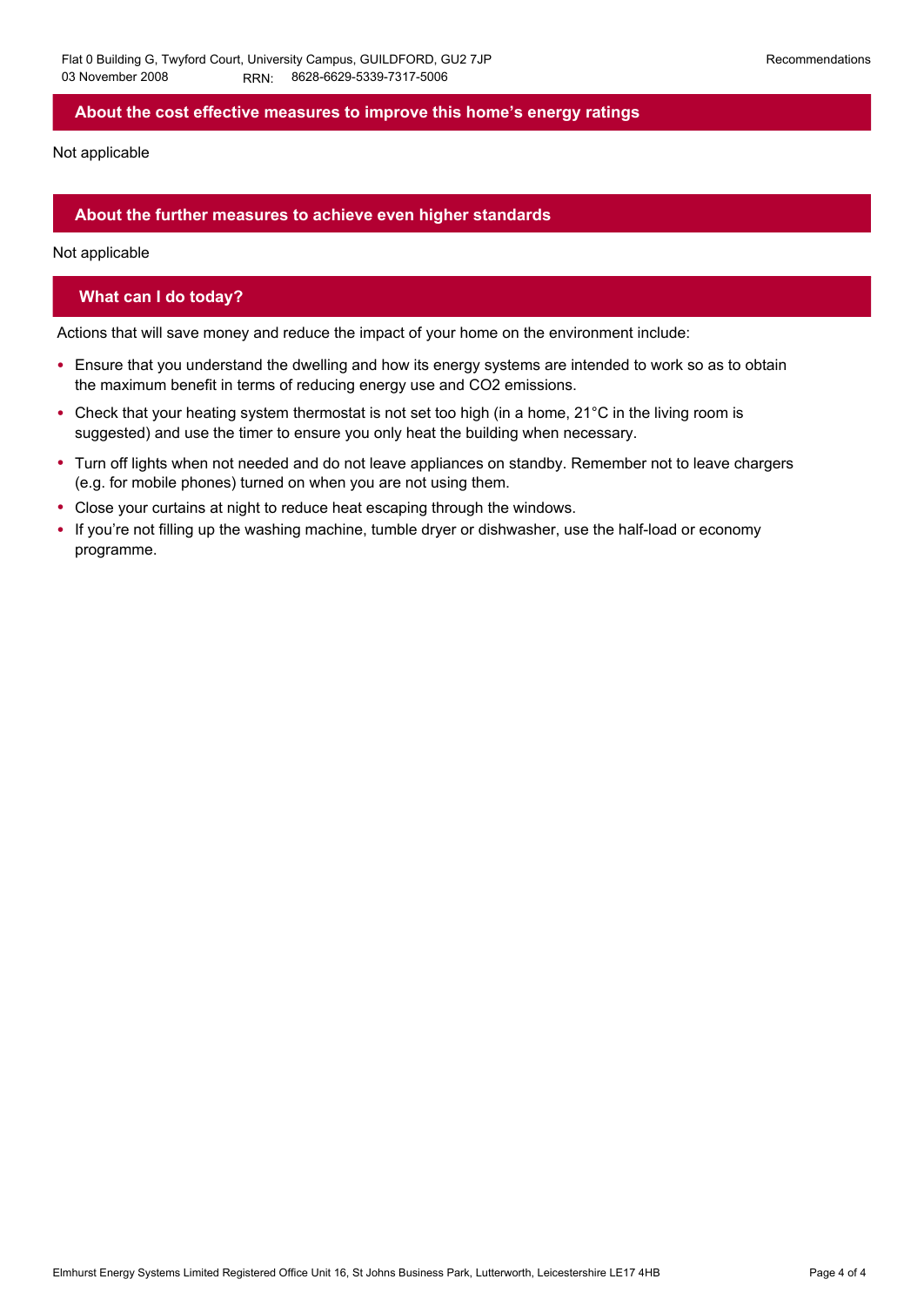## About the cost effective measures to improve this home's energy ratings

Not applicable

## About the further measures to achieve even higher standards

Not applicable

## What can I do today?

Actions that will save money and reduce the impact of your home on the environment include:

- Ensure that you understand the dwelling and how its energy systems are intended to work so as to obtain the maximum benefit in terms of reducing energy use and $CO_2$ emissions.
- Check that your heating system thermostat is not set too high (in a home, 21°C in the living room is suggested) and use the timer to ensure you only heat the building when necessary.
- Turn off lights when not needed and do not leave appliances on standby. Remember not to leave chargers (e.g. for mobile phones) turned on when you are not using them.
- Close your curtains at night to reduce heat escaping through the windows.
- If you're not filling up the washing machine, tumble dryer or dishwasher, use the half-load or economy programme.